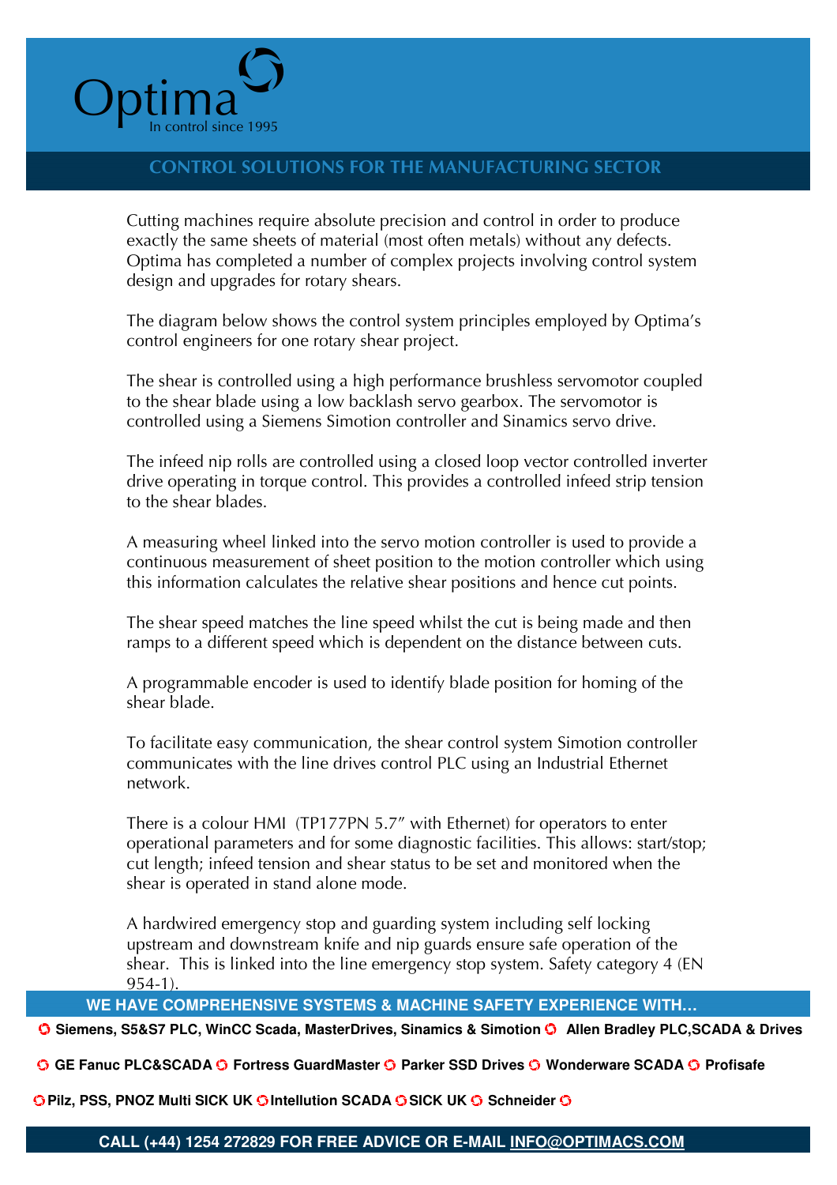# Optima

In control since 1995

## CONTROL SOLUTIONS FOR THE MANUFACTURING SECTOR

Cutting machines require absolute precision and control in order to produce exactly the same sheets of material (most often metals) without any defects. Optima has completed a number of complex projects involving control system design and upgrades for rotary shears.

The diagram below shows the control system principles employed by Optima's control engineers for one rotary shear project.

The shear is controlled using a high performance brushless servomotor coupled to the shear blade using a low backlash servo gearbox. The servomotor is controlled using a Siemens Simotion controller and Sinamics servo drive.

The infeed nip rolls are controlled using a closed loop vector controlled inverter drive operating in torque control. This provides a controlled infeed strip tension to the shear blades.

A measuring wheel linked into the servo motion controller is used to provide a continuous measurement of sheet position to the motion controller which using this information calculates the relative shear positions and hence cut points.

The shear speed matches the line speed whilst the cut is being made and then ramps to a different speed which is dependent on the distance between cuts.

A programmable encoder is used to identify blade position for homing of the shear blade.

To facilitate easy communication, the shear control system Simotion controller communicates with the line drives control PLC using an Industrial Ethernet network.

There is a colour HMI (TP177PN 5.7" with Ethernet) for operators to enter operational parameters and for some diagnostic facilities. This allows: start/stop; cut length; infeed tension and shear status to be set and monitored when the shear is operated in stand alone mode.

A hardwired emergency stop and guarding system including self locking upstream and downstream knife and nip guards ensure safe operation of the shear. This is linked into the line emergency stop system. Safety category 4 (EN 954-1).

**WE HAVE COMPREHENSIVE SYSTEMS & MACHINE SAFETY EXPERIENCE WITH…**

**Siemens, S5&S7 PLC, WinCC Scada, MasterDrives, Sinamics & Simotion · Allen Bradley PLC,SCADA & Drives · GE Fanuc PLC&SCADA · Fortress GuardMaster · Parker SSD Drives · Wonderware SCADA · Profisafe · Pilz, PSS, PNOZ Multi SICK UK · Intellution SCADA · SICK UK · Schneider**

**CALL (+44) 1254 272829 FOR FREE ADVICE OR E-MAIL INFO@OPTIMACS.COM**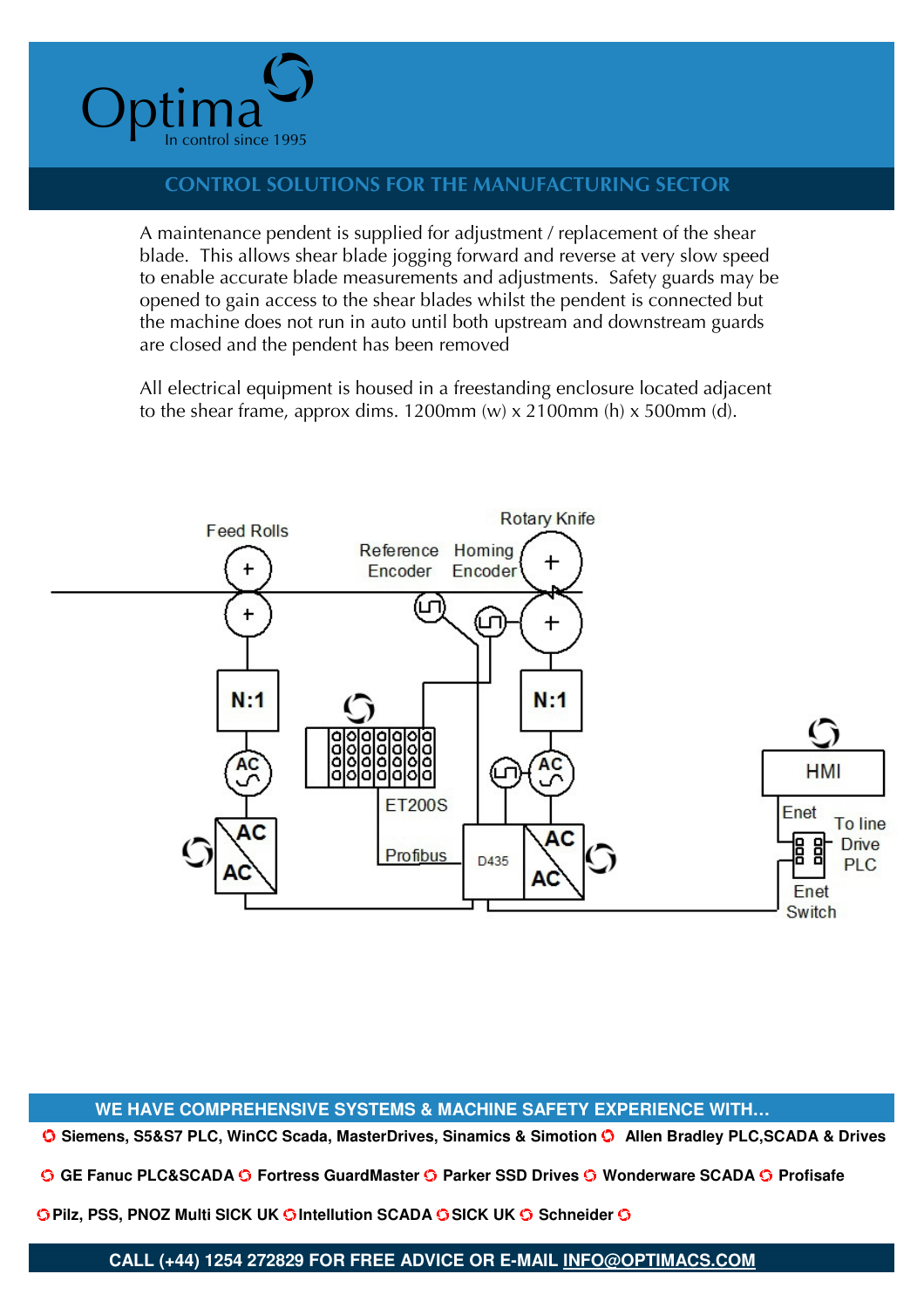# Optima

In control since 1995

## CONTROL SOLUTIONS FOR THE MANUFACTURING SECTOR

A maintenance pendent is supplied for adjustment / replacement of the shear blade. This allows shear blade jogging forward and reverse at very slow speed to enable accurate blade measurements and adjustments. Safety guards may be opened to gain access to the shear blades whilst the pendent is connected but the machine does not run in auto until both upstream and downstream guards are closed and the pendent has been removed

All electrical equipment is housed in a freestanding enclosure located adjacent to the shear frame, approx dims. 1200mm (w) x 2100mm (h) x 500mm (d).

Feed Rolls
Rotary Knife
Reference Encoder
Homing Encoder
N:1
N:1
AC
AC
AC
AC
AC
AC
ET200S
Profibus
D435
HMI
Enet
To line Drive PLC
Enet Switch

**WE HAVE COMPREHENSIVE SYSTEMS & MACHINE SAFETY EXPERIENCE WITH…**

**Siemens, S5&S7 PLC, WinCC Scada, MasterDrives, Sinamics & Simotion · Allen Bradley PLC,SCADA & Drives · GE Fanuc PLC&SCADA · Fortress GuardMaster · Parker SSD Drives · Wonderware SCADA · Profisafe · Pilz, PSS, PNOZ Multi SICK UK · Intellution SCADA · SICK UK · Schneider**

**CALL (+44) 1254 272829 FOR FREE ADVICE OR E-MAIL INFO@OPTIMACS.COM**